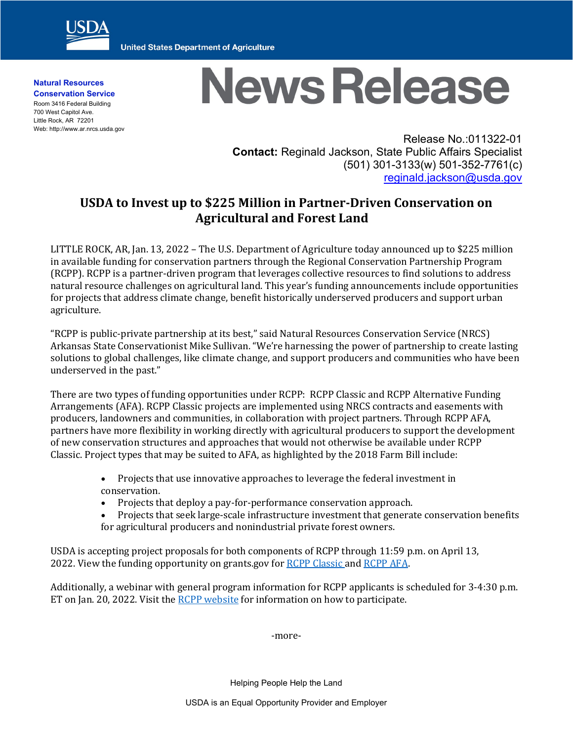United States Department of Agriculture

**Natural Resources Conservation Service**
Room 3416 Federal Building
700 West Capitol Ave.
Little Rock, AR 72201
Web: http://www.ar.nrcs.usda.gov

# News Release

Release No.:011322-01
**Contact:** Reginald Jackson, State Public Affairs Specialist
(501) 301-3133(w) 501-352-7761(c)
reginald.jackson@usda.gov

## USDA to Invest up to $225 Million in Partner-Driven Conservation on Agricultural and Forest Land

LITTLE ROCK, AR, Jan. 13, 2022 – The U.S. Department of Agriculture today announced up to $225 million in available funding for conservation partners through the Regional Conservation Partnership Program (RCPP). RCPP is a partner-driven program that leverages collective resources to find solutions to address natural resource challenges on agricultural land. This year's funding announcements include opportunities for projects that address climate change, benefit historically underserved producers and support urban agriculture.

"RCPP is public-private partnership at its best," said Natural Resources Conservation Service (NRCS) Arkansas State Conservationist Mike Sullivan. "We're harnessing the power of partnership to create lasting solutions to global challenges, like climate change, and support producers and communities who have been underserved in the past."

There are two types of funding opportunities under RCPP: RCPP Classic and RCPP Alternative Funding Arrangements (AFA). RCPP Classic projects are implemented using NRCS contracts and easements with producers, landowners and communities, in collaboration with project partners. Through RCPP AFA, partners have more flexibility in working directly with agricultural producers to support the development of new conservation structures and approaches that would not otherwise be available under RCPP Classic. Project types that may be suited to AFA, as highlighted by the 2018 Farm Bill include:

- Projects that use innovative approaches to leverage the federal investment in conservation.
- Projects that deploy a pay-for-performance conservation approach.
- Projects that seek large-scale infrastructure investment that generate conservation benefits for agricultural producers and nonindustrial private forest owners.

USDA is accepting project proposals for both components of RCPP through 11:59 p.m. on April 13, 2022. View the funding opportunity on grants.gov for RCPP Classic and RCPP AFA.

Additionally, a webinar with general program information for RCPP applicants is scheduled for 3-4:30 p.m. ET on Jan. 20, 2022. Visit the RCPP website for information on how to participate.

-more-

Helping People Help the Land

USDA is an Equal Opportunity Provider and Employer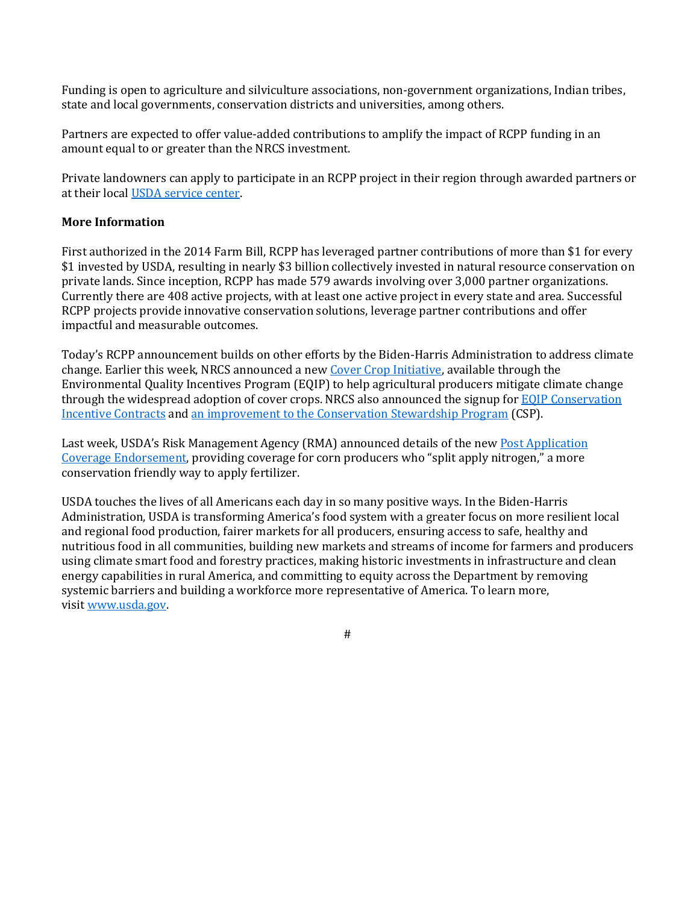Funding is open to agriculture and silviculture associations, non-government organizations, Indian tribes, state and local governments, conservation districts and universities, among others.

Partners are expected to offer value-added contributions to amplify the impact of RCPP funding in an amount equal to or greater than the NRCS investment.

Private landowners can apply to participate in an RCPP project in their region through awarded partners or at their local USDA service center.

**More Information**

First authorized in the 2014 Farm Bill, RCPP has leveraged partner contributions of more than $1 for every $1 invested by USDA, resulting in nearly $3 billion collectively invested in natural resource conservation on private lands. Since inception, RCPP has made 579 awards involving over 3,000 partner organizations. Currently there are 408 active projects, with at least one active project in every state and area. Successful RCPP projects provide innovative conservation solutions, leverage partner contributions and offer impactful and measurable outcomes.

Today's RCPP announcement builds on other efforts by the Biden-Harris Administration to address climate change. Earlier this week, NRCS announced a new Cover Crop Initiative, available through the Environmental Quality Incentives Program (EQIP) to help agricultural producers mitigate climate change through the widespread adoption of cover crops. NRCS also announced the signup for EQIP Conservation Incentive Contracts and an improvement to the Conservation Stewardship Program (CSP).

Last week, USDA's Risk Management Agency (RMA) announced details of the new Post Application Coverage Endorsement, providing coverage for corn producers who "split apply nitrogen," a more conservation friendly way to apply fertilizer.

USDA touches the lives of all Americans each day in so many positive ways. In the Biden-Harris Administration, USDA is transforming America's food system with a greater focus on more resilient local and regional food production, fairer markets for all producers, ensuring access to safe, healthy and nutritious food in all communities, building new markets and streams of income for farmers and producers using climate smart food and forestry practices, making historic investments in infrastructure and clean energy capabilities in rural America, and committing to equity across the Department by removing systemic barriers and building a workforce more representative of America. To learn more, visit www.usda.gov.

#